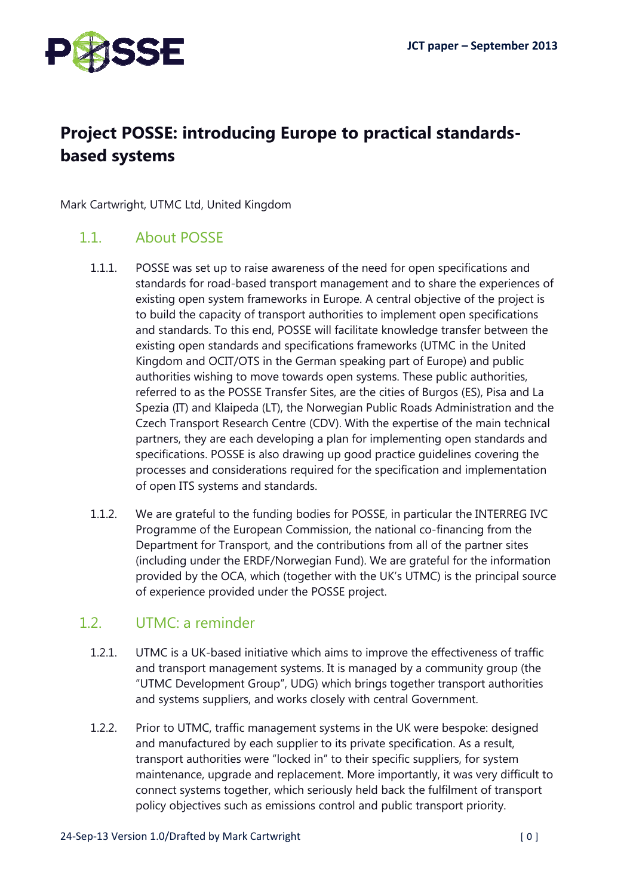# Project POSSE: introducing Europe to practical standards-based systems

Mark Cartwright, UTMC Ltd, United Kingdom

## 1.1. About POSSE

1.1.1. POSSE was set up to raise awareness of the need for open specifications and standards for road-based transport management and to share the experiences of existing open system frameworks in Europe. A central objective of the project is to build the capacity of transport authorities to implement open specifications and standards. To this end, POSSE will facilitate knowledge transfer between the existing open standards and specifications frameworks (UTMC in the United Kingdom and OCIT/OTS in the German speaking part of Europe) and public authorities wishing to move towards open systems. These public authorities, referred to as the POSSE Transfer Sites, are the cities of Burgos (ES), Pisa and La Spezia (IT) and Klaipeda (LT), the Norwegian Public Roads Administration and the Czech Transport Research Centre (CDV). With the expertise of the main technical partners, they are each developing a plan for implementing open standards and specifications. POSSE is also drawing up good practice guidelines covering the processes and considerations required for the specification and implementation of open ITS systems and standards.

1.1.2. We are grateful to the funding bodies for POSSE, in particular the INTERREG IVC Programme of the European Commission, the national co-financing from the Department for Transport, and the contributions from all of the partner sites (including under the ERDF/Norwegian Fund). We are grateful for the information provided by the OCA, which (together with the UK's UTMC) is the principal source of experience provided under the POSSE project.

## 1.2. UTMC: a reminder

1.2.1. UTMC is a UK-based initiative which aims to improve the effectiveness of traffic and transport management systems. It is managed by a community group (the "UTMC Development Group", UDG) which brings together transport authorities and systems suppliers, and works closely with central Government.

1.2.2. Prior to UTMC, traffic management systems in the UK were bespoke: designed and manufactured by each supplier to its private specification. As a result, transport authorities were "locked in" to their specific suppliers, for system maintenance, upgrade and replacement. More importantly, it was very difficult to connect systems together, which seriously held back the fulfilment of transport policy objectives such as emissions control and public transport priority.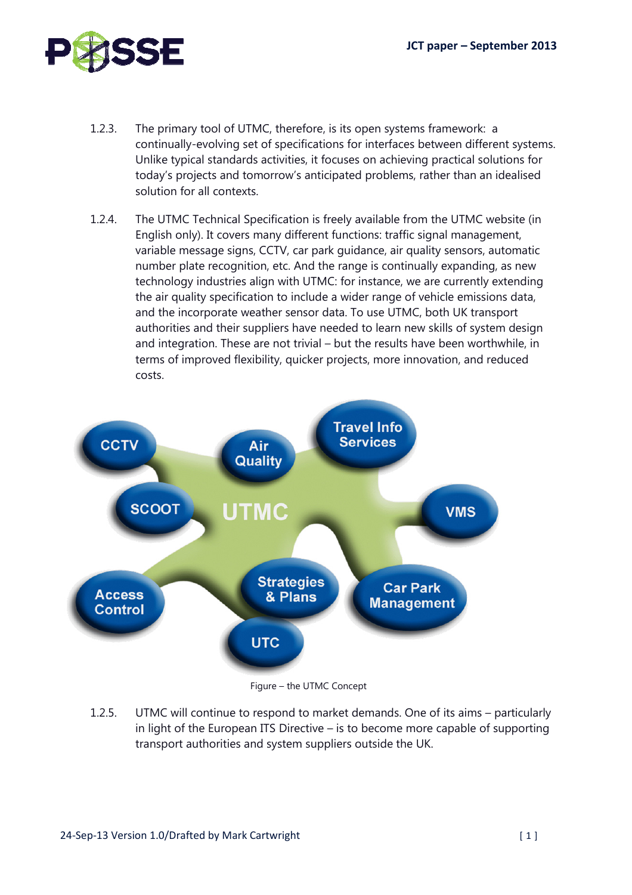1.2.3. The primary tool of UTMC, therefore, is its open systems framework: a continually-evolving set of specifications for interfaces between different systems. Unlike typical standards activities, it focuses on achieving practical solutions for today's projects and tomorrow's anticipated problems, rather than an idealised solution for all contexts.

1.2.4. The UTMC Technical Specification is freely available from the UTMC website (in English only). It covers many different functions: traffic signal management, variable message signs, CCTV, car park guidance, air quality sensors, automatic number plate recognition, etc. And the range is continually expanding, as new technology industries align with UTMC: for instance, we are currently extending the air quality specification to include a wider range of vehicle emissions data, and the incorporate weather sensor data. To use UTMC, both UK transport authorities and their suppliers have needed to learn new skills of system design and integration. These are not trivial – but the results have been worthwhile, in terms of improved flexibility, quicker projects, more innovation, and reduced costs.

Figure – the UTMC Concept

1.2.5. UTMC will continue to respond to market demands. One of its aims – particularly in light of the European ITS Directive – is to become more capable of supporting transport authorities and system suppliers outside the UK.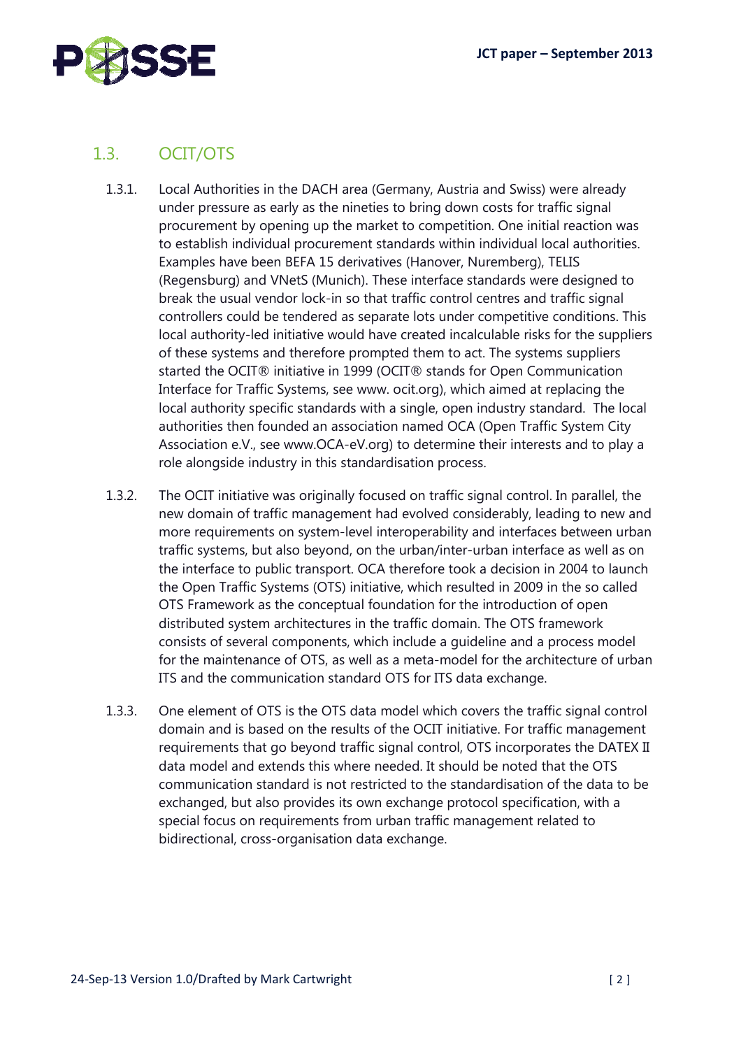## 1.3. OCIT/OTS

1.3.1. Local Authorities in the DACH area (Germany, Austria and Swiss) were already under pressure as early as the nineties to bring down costs for traffic signal procurement by opening up the market to competition. One initial reaction was to establish individual procurement standards within individual local authorities. Examples have been BEFA 15 derivatives (Hanover, Nuremberg), TELIS (Regensburg) and VNetS (Munich). These interface standards were designed to break the usual vendor lock-in so that traffic control centres and traffic signal controllers could be tendered as separate lots under competitive conditions. This local authority-led initiative would have created incalculable risks for the suppliers of these systems and therefore prompted them to act. The systems suppliers started the OCIT® initiative in 1999 (OCIT® stands for Open Communication Interface for Traffic Systems, see www. ocit.org), which aimed at replacing the local authority specific standards with a single, open industry standard. The local authorities then founded an association named OCA (Open Traffic System City Association e.V., see www.OCA-eV.org) to determine their interests and to play a role alongside industry in this standardisation process.

1.3.2. The OCIT initiative was originally focused on traffic signal control. In parallel, the new domain of traffic management had evolved considerably, leading to new and more requirements on system-level interoperability and interfaces between urban traffic systems, but also beyond, on the urban/inter-urban interface as well as on the interface to public transport. OCA therefore took a decision in 2004 to launch the Open Traffic Systems (OTS) initiative, which resulted in 2009 in the so called OTS Framework as the conceptual foundation for the introduction of open distributed system architectures in the traffic domain. The OTS framework consists of several components, which include a guideline and a process model for the maintenance of OTS, as well as a meta-model for the architecture of urban ITS and the communication standard OTS for ITS data exchange.

1.3.3. One element of OTS is the OTS data model which covers the traffic signal control domain and is based on the results of the OCIT initiative. For traffic management requirements that go beyond traffic signal control, OTS incorporates the DATEX II data model and extends this where needed. It should be noted that the OTS communication standard is not restricted to the standardisation of the data to be exchanged, but also provides its own exchange protocol specification, with a special focus on requirements from urban traffic management related to bidirectional, cross-organisation data exchange.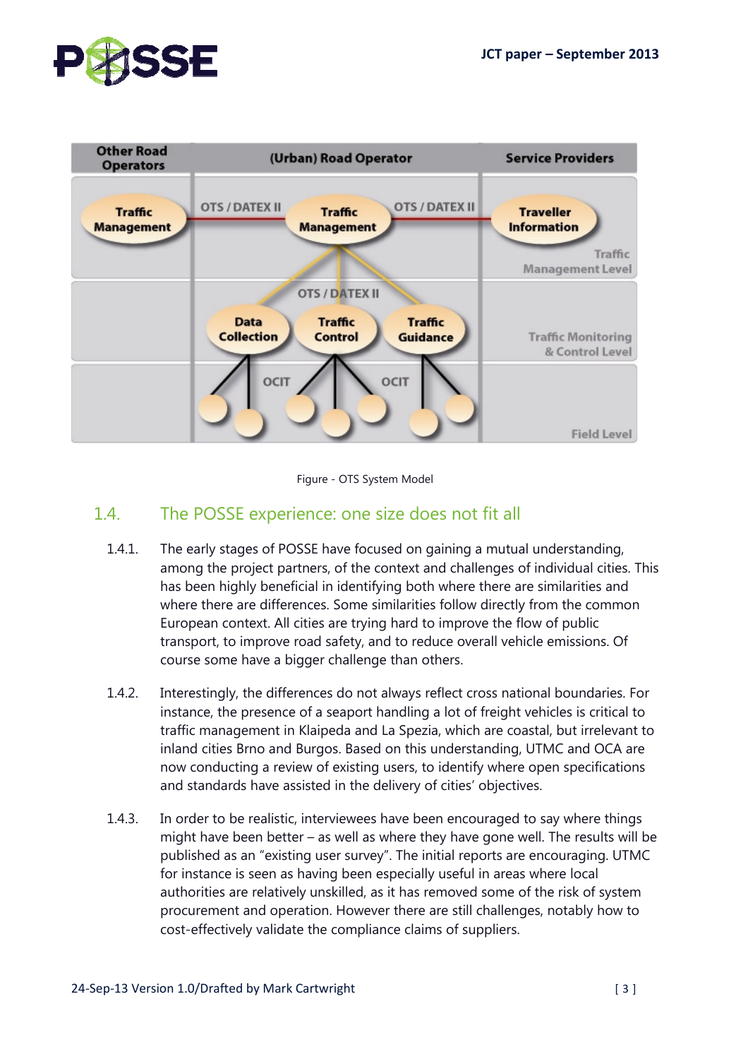Figure - OTS System Model

## 1.4. The POSSE experience: one size does not fit all

1.4.1. The early stages of POSSE have focused on gaining a mutual understanding, among the project partners, of the context and challenges of individual cities. This has been highly beneficial in identifying both where there are similarities and where there are differences. Some similarities follow directly from the common European context. All cities are trying hard to improve the flow of public transport, to improve road safety, and to reduce overall vehicle emissions. Of course some have a bigger challenge than others.

1.4.2. Interestingly, the differences do not always reflect cross national boundaries. For instance, the presence of a seaport handling a lot of freight vehicles is critical to traffic management in Klaipeda and La Spezia, which are coastal, but irrelevant to inland cities Brno and Burgos. Based on this understanding, UTMC and OCA are now conducting a review of existing users, to identify where open specifications and standards have assisted in the delivery of cities' objectives.

1.4.3. In order to be realistic, interviewees have been encouraged to say where things might have been better – as well as where they have gone well. The results will be published as an "existing user survey". The initial reports are encouraging. UTMC for instance is seen as having been especially useful in areas where local authorities are relatively unskilled, as it has removed some of the risk of system procurement and operation. However there are still challenges, notably how to cost-effectively validate the compliance claims of suppliers.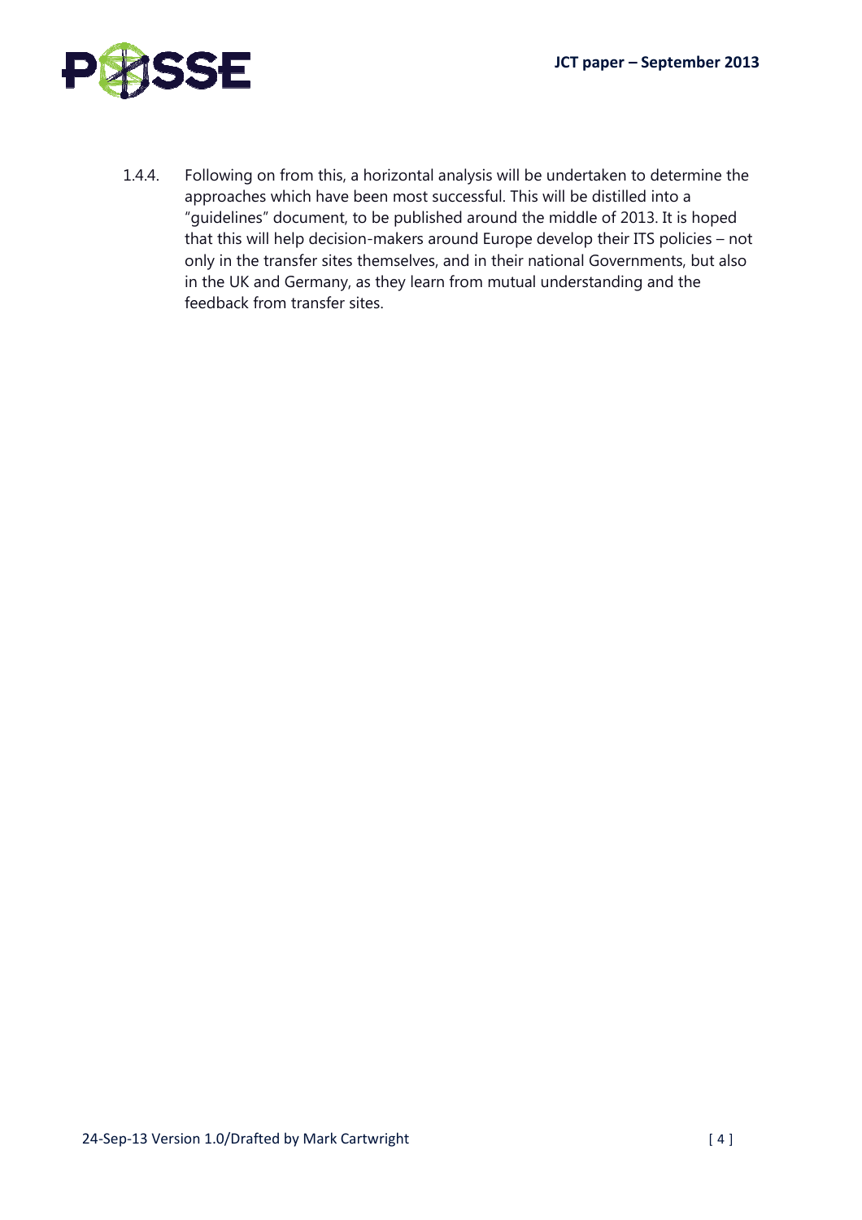1.4.4. Following on from this, a horizontal analysis will be undertaken to determine the approaches which have been most successful. This will be distilled into a "guidelines" document, to be published around the middle of 2013. It is hoped that this will help decision-makers around Europe develop their ITS policies – not only in the transfer sites themselves, and in their national Governments, but also in the UK and Germany, as they learn from mutual understanding and the feedback from transfer sites.